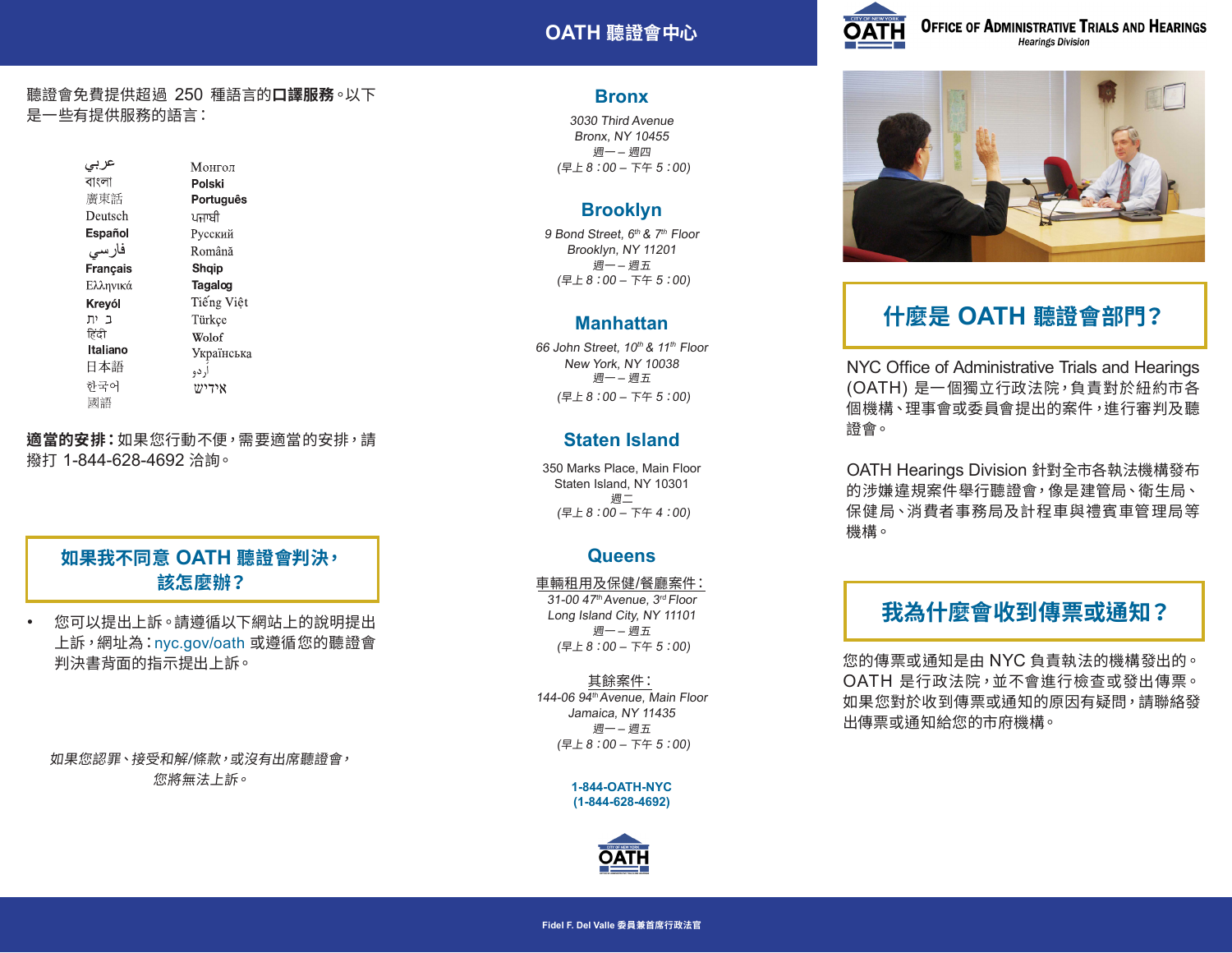聽證會免費提供超過 250 種語言的**口譯服務**。以下是一些有提供服務的語言：

- عربي
- বাংলা
- 廣東話
- Deutsch
- **Español**
- فارسی
- **Français**
- Ελληνικά
- **Kreyól**
- ית ב
- हिंदी
- **Italiano**
- 日本語
- 한국어
- 國語
- Монгол
- **Polski**
- **Português**
- ਪੰਜਾਬੀ
- Русский
- Română
- **Shqip**
- **Tagalog**
- Tiếng Việt
- Türkçe
- Wolof
- Українська
- اُردو
- אידיש

**適當的安排：**如果您行動不便，需要適當的安排，請撥打 1-844-628-4692 洽詢。

## 如果我不同意 OATH 聽證會判決，該怎麼辦？

- 您可以提出上訴。請遵循以下網站上的說明提出上訴，網址為：nyc.gov/oath 或遵循您的聽證會判決書背面的指示提出上訴。

*如果您認罪、接受和解/條款，或沒有出席聽證會，您將無法上訴。*

# OATH 聽證會中心

## Bronx

*3030 Third Avenue*
*Bronx, NY 10455*
*週一 – 週四*
*(早上 8：00 – 下午 5：00)*

## Brooklyn

*9 Bond Street, 6th & 7th Floor*
*Brooklyn, NY 11201*
*週一 – 週五*
*(早上 8：00 – 下午 5：00)*

## Manhattan

*66 John Street, 10th & 11th Floor*
*New York, NY 10038*
*週一 – 週五*
*(早上 8：00 – 下午 5：00)*

## Staten Island

350 Marks Place, Main Floor
Staten Island, NY 10301
*週二*
*(早上 8：00 – 下午 4：00)*

## Queens

車輛租用及保健/餐廳案件：
*31-00 47th Avenue, 3rd Floor*
*Long Island City, NY 11101*
*週一 – 週五*
*(早上 8：00 – 下午 5：00)*

其餘案件：
*144-06 94th Avenue, Main Floor*
*Jamaica, NY 11435*
*週一 – 週五*
*(早上 8：00 – 下午 5：00)*

**1-844-OATH-NYC**
**(1-844-628-4692)**

OATH

Fidel F. Del Valle 委員兼首席行政法官

# Office of Administrative Trials and Hearings
*Hearings Division*

## 什麼是 OATH 聽證會部門?

NYC Office of Administrative Trials and Hearings (OATH) 是一個獨立行政法院，負責對於紐約市各個機構、理事會或委員會提出的案件，進行審判及聽證會。

OATH Hearings Division 針對全市各執法機構發布的涉嫌違規案件舉行聽證會，像是建管局、衛生局、保健局、消費者事務局及計程車與禮賓車管理局等機構。

## 我為什麼會收到傳票或通知？

您的傳票或通知是由 NYC 負責執法的機構發出的。OATH 是行政法院，並不會進行檢查或發出傳票。如果您對於收到傳票或通知的原因有疑問，請聯絡發出傳票或通知給您的市府機構。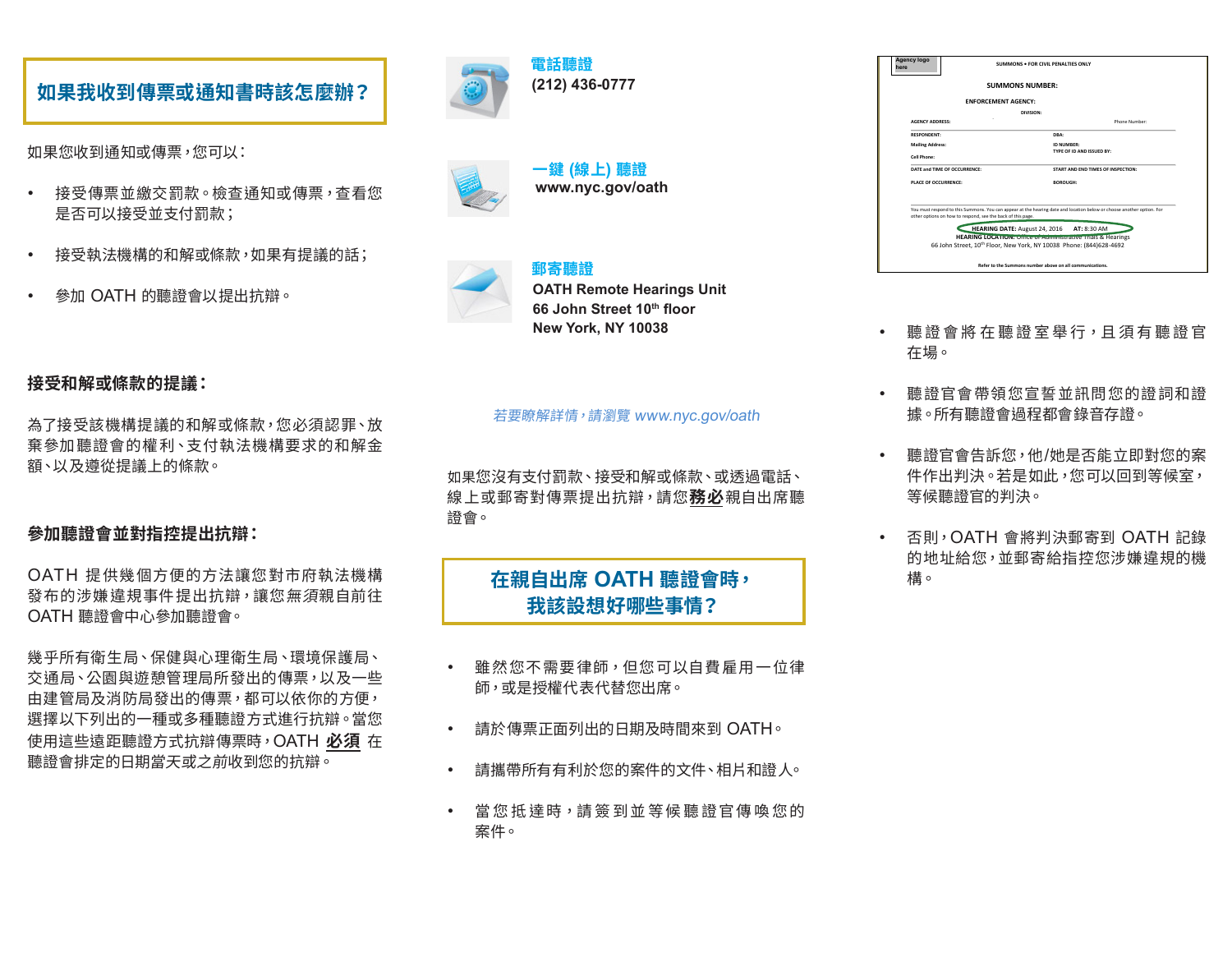## 如果我收到傳票或通知書時該怎麼辦？

如果您收到通知或傳票，您可以：

- 接受傳票並繳交罰款。檢查通知或傳票，查看您是否可以接受並支付罰款；
- 接受執法機構的和解或條款，如果有提議的話；
- 參加 OATH 的聽證會以提出抗辯。

### 接受和解或條款的提議：

為了接受該機構提議的和解或條款，您必須認罪、放棄參加聽證會的權利、支付執法機構要求的和解金額、以及遵從提議上的條款。

### 參加聽證會並對指控提出抗辯：

OATH 提供幾個方便的方法讓您對市府執法機構發布的涉嫌違規事件提出抗辯，讓您無須親自前往 OATH 聽證會中心參加聽證會。

幾乎所有衛生局、保健與心理衛生局、環境保護局、交通局、公園與遊憩管理局所發出的傳票，以及一些由建管局及消防局發出的傳票，都可以依你的方便，選擇以下列出的一種或多種聽證方式進行抗辯。當您使用這些遠距聽證方式抗辯傳票時，OATH **必須** 在聽證會排定的日期當天或之前收到您的抗辯。

**電話聽證**
**(212) 436-0777**

**一鍵 (線上) 聽證**
**www.nyc.gov/oath**

**郵寄聽證**
**OATH Remote Hearings Unit**
**66 John Street 10th floor**
**New York, NY 10038**

*若要瞭解詳情，請瀏覽 www.nyc.gov/oath*

如果您沒有支付罰款、接受和解或條款、或透過電話、線上或郵寄對傳票提出抗辯，請您**務必**親自出席聽證會。

## 在親自出席 OATH 聽證會時，我該設想好哪些事情？

- 雖然您不需要律師，但您可以自費雇用一位律師，或是授權代表代替您出席。
- 請於傳票正面列出的日期及時間來到 OATH。
- 請攜帶所有有利於您的案件的文件、相片和證人。
- 當您抵達時，請簽到並等候聽證官傳喚您的案件。

Agency logo here
SUMMONS • FOR CIVIL PENALTIES ONLY
SUMMONS NUMBER:
ENFORCEMENT AGENCY:
DIVISION:
AGENCY ADDRESS: Phone Number:
RESPONDENT: DBA:
Mailing Address: ID NUMBER:
TYPE OF ID AND ISSUED BY:
Cell Phone:
DATE and TIME OF OCCURRENCE: START AND END TIMES OF INSPECTION:
PLACE OF OCCURRENCE: BOROUGH:
You must respond to this Summons. You can appear at the hearing date and location below or choose another option. For other options on how to respond, see the back of this page.
HEARING DATE: August 24, 2016 AT: 8:30 AM
HEARING LOCATION: Office of Administrative Trials & Hearings
66 John Street, 10th Floor, New York, NY 10038 Phone: (844)628-4692
Refer to the Summons number above on all communications.

- 聽證會將在聽證室舉行，且須有聽證官在場。
- 聽證官會帶領您宣誓並訊問您的證詞和證據。所有聽證會過程都會錄音存證。
- 聽證官會告訴您，他/她是否能立即對您的案件作出判決。若是如此，您可以回到等候室，等候聽證官的判決。
- 否則，OATH 會將判決郵寄到 OATH 記錄的地址給您，並郵寄給指控您涉嫌違規的機構。